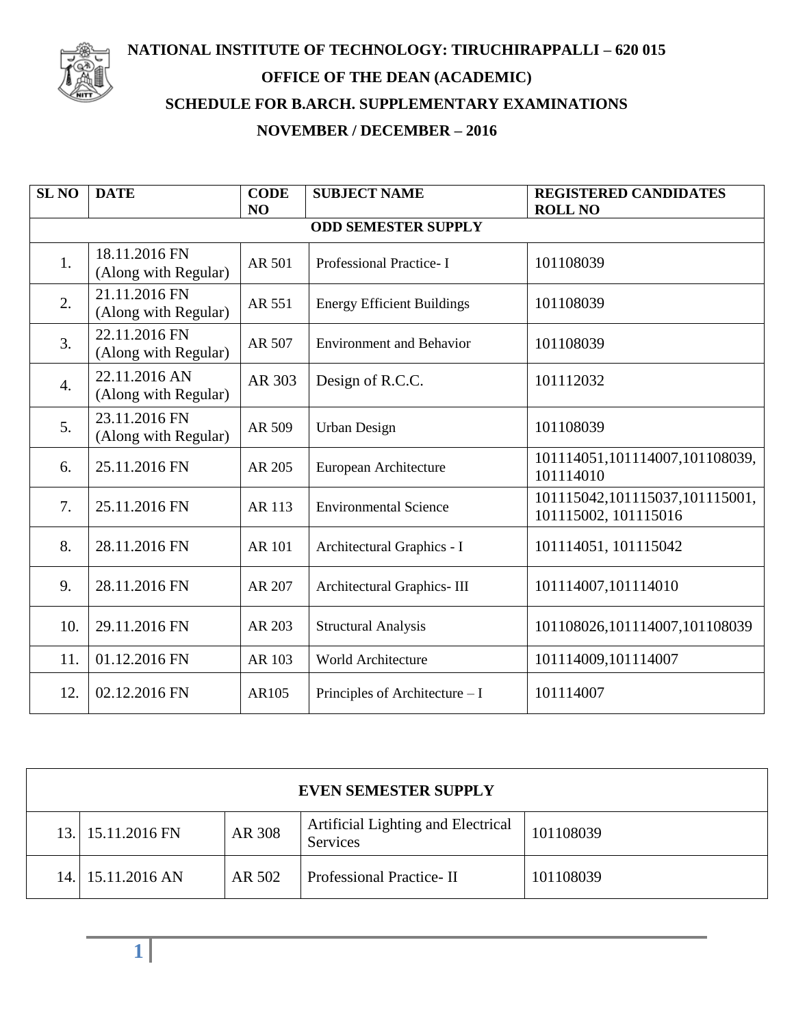# NATIONAL INSTITUTE OF TECHNOLOGY: TIRUCHIRAPPALLI – 620 015

## OFFICE OF THE DEAN (ACADEMIC)

## SCHEDULE FOR B.ARCH. SUPPLEMENTARY EXAMINATIONS

## NOVEMBER / DECEMBER – 2016

| SL NO | DATE | CODE NO | SUBJECT NAME | REGISTERED CANDIDATES ROLL NO |
|---|---|---|---|---|
| **ODD SEMESTER SUPPLY** | | | | |
| 1. | 18.11.2016 FN (Along with Regular) | AR 501 | Professional Practice- I | 101108039 |
| 2. | 21.11.2016 FN (Along with Regular) | AR 551 | Energy Efficient Buildings | 101108039 |
| 3. | 22.11.2016 FN (Along with Regular) | AR 507 | Environment and Behavior | 101108039 |
| 4. | 22.11.2016 AN (Along with Regular) | AR 303 | Design of R.C.C. | 101112032 |
| 5. | 23.11.2016 FN (Along with Regular) | AR 509 | Urban Design | 101108039 |
| 6. | 25.11.2016 FN | AR 205 | European Architecture | 101114051,101114007,101108039, 101114010 |
| 7. | 25.11.2016 FN | AR 113 | Environmental Science | 101115042,101115037,101115001, 101115002, 101115016 |
| 8. | 28.11.2016 FN | AR 101 | Architectural Graphics - I | 101114051, 101115042 |
| 9. | 28.11.2016 FN | AR 207 | Architectural Graphics- III | 101114007,101114010 |
| 10. | 29.11.2016 FN | AR 203 | Structural Analysis | 101108026,101114007,101108039 |
| 11. | 01.12.2016 FN | AR 103 | World Architecture | 101114009,101114007 |
| 12. | 02.12.2016 FN | AR105 | Principles of Architecture – I | 101114007 |

| **EVEN SEMESTER SUPPLY** | | | | |
|---|---|---|---|---|
| 13. | 15.11.2016 FN | AR 308 | Artificial Lighting and Electrical Services | 101108039 |
| 14. | 15.11.2016 AN | AR 502 | Professional Practice- II | 101108039 |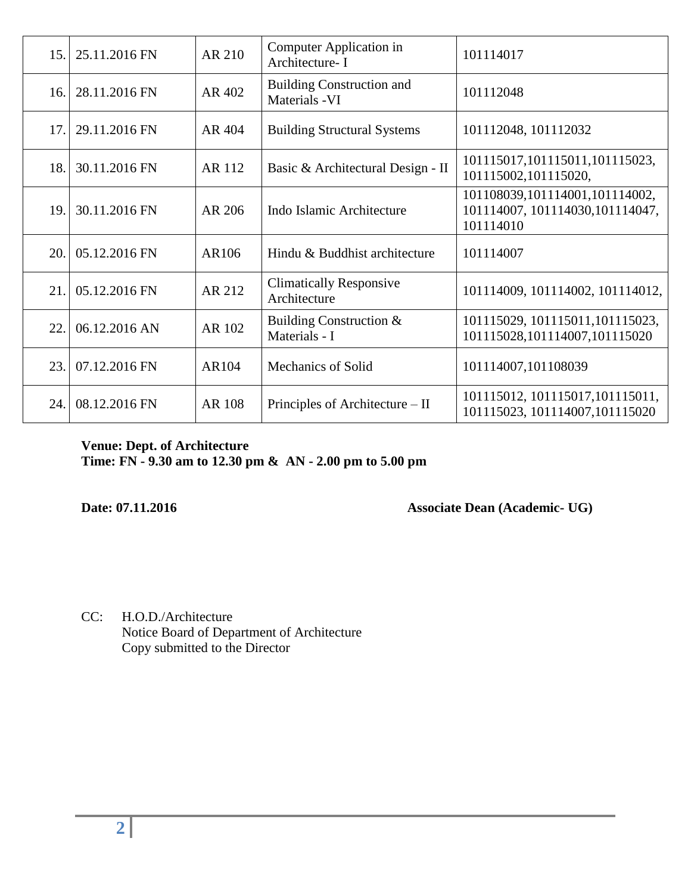| | | | | |
|---|---|---|---|---|
| 15. | 25.11.2016 FN | AR 210 | Computer Application in Architecture- I | 101114017 |
| 16. | 28.11.2016 FN | AR 402 | Building Construction and Materials -VI | 101112048 |
| 17. | 29.11.2016 FN | AR 404 | Building Structural Systems | 101112048, 101112032 |
| 18. | 30.11.2016 FN | AR 112 | Basic & Architectural Design - II | 101115017,101115011,101115023, 101115002,101115020, |
| 19. | 30.11.2016 FN | AR 206 | Indo Islamic Architecture | 101108039,101114001,101114002, 101114007, 101114030,101114047, 101114010 |
| 20. | 05.12.2016 FN | AR106 | Hindu & Buddhist architecture | 101114007 |
| 21. | 05.12.2016 FN | AR 212 | Climatically Responsive Architecture | 101114009, 101114002, 101114012, |
| 22. | 06.12.2016 AN | AR 102 | Building Construction & Materials - I | 101115029, 101115011,101115023, 101115028,101114007,101115020 |
| 23. | 07.12.2016 FN | AR104 | Mechanics of Solid | 101114007,101108039 |
| 24. | 08.12.2016 FN | AR 108 | Principles of Architecture – II | 101115012, 101115017,101115011, 101115023, 101114007,101115020 |

**Venue: Dept. of Architecture**
**Time: FN - 9.30 am to 12.30 pm & AN - 2.00 pm to 5.00 pm**

**Date: 07.11.2016** **Associate Dean (Academic- UG)**

CC: H.O.D./Architecture
Notice Board of Department of Architecture
Copy submitted to the Director